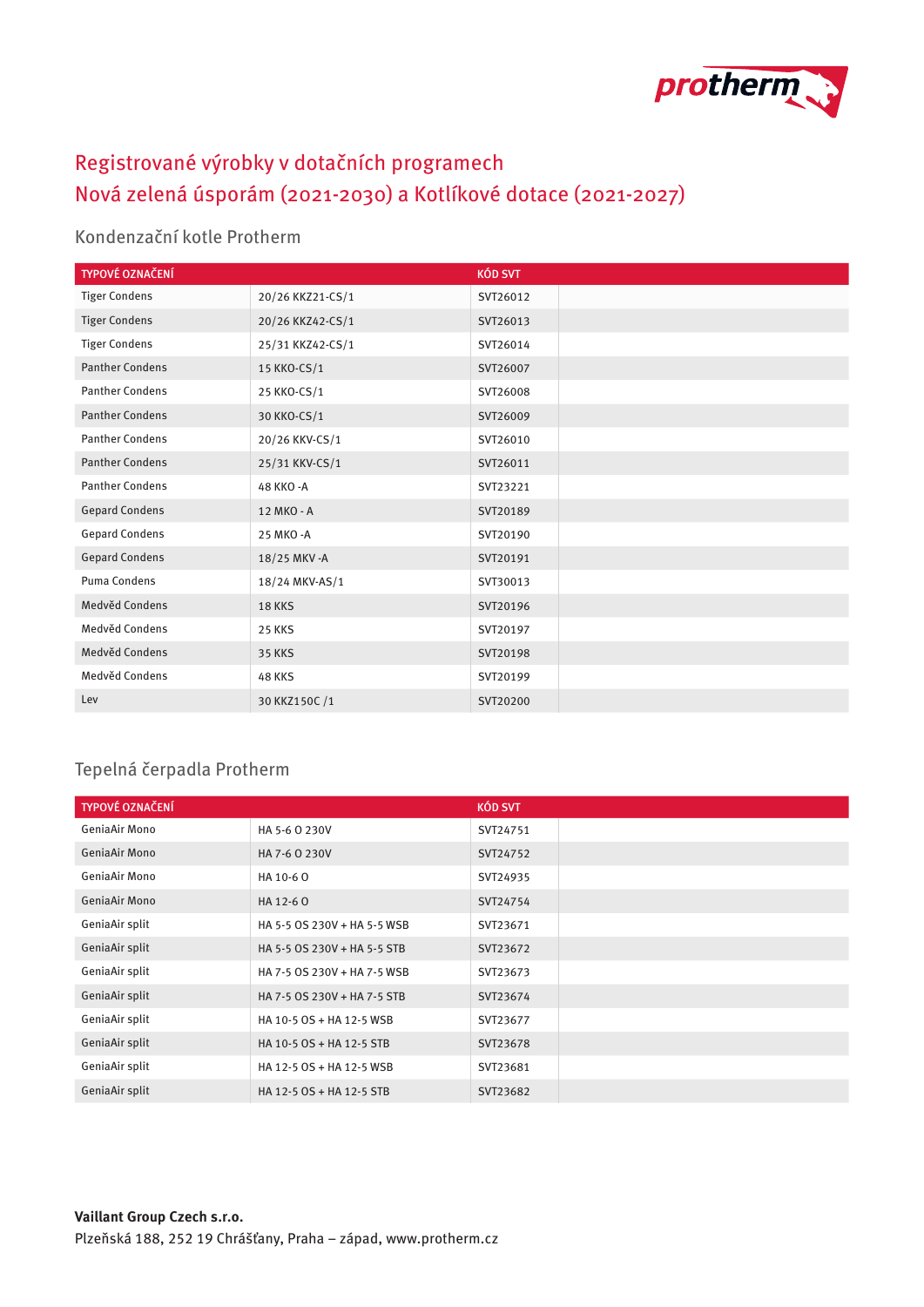protherm

# Registrované výrobky v dotačních programech
# Nová zelená úsporám (2021-2030) a Kotlíkové dotace (2021-2027)

## Kondenzační kotle Protherm

| TYPOVÉ OZNAČENÍ | | KÓD SVT | |
|---|---|---|---|
| Tiger Condens | 20/26 KKZ21-CS/1 | SVT26012 | |
| Tiger Condens | 20/26 KKZ42-CS/1 | SVT26013 | |
| Tiger Condens | 25/31 KKZ42-CS/1 | SVT26014 | |
| Panther Condens | 15 KKO-CS/1 | SVT26007 | |
| Panther Condens | 25 KKO-CS/1 | SVT26008 | |
| Panther Condens | 30 KKO-CS/1 | SVT26009 | |
| Panther Condens | 20/26 KKV-CS/1 | SVT26010 | |
| Panther Condens | 25/31 KKV-CS/1 | SVT26011 | |
| Panther Condens | 48 KKO -A | SVT23221 | |
| Gepard Condens | 12 MKO - A | SVT20189 | |
| Gepard Condens | 25 MKO -A | SVT20190 | |
| Gepard Condens | 18/25 MKV -A | SVT20191 | |
| Puma Condens | 18/24 MKV-AS/1 | SVT30013 | |
| Medvěd Condens | 18 KKS | SVT20196 | |
| Medvěd Condens | 25 KKS | SVT20197 | |
| Medvěd Condens | 35 KKS | SVT20198 | |
| Medvěd Condens | 48 KKS | SVT20199 | |
| Lev | 30 KKZ150C /1 | SVT20200 | |

## Tepelná čerpadla Protherm

| TYPOVÉ OZNAČENÍ | | KÓD SVT | |
|---|---|---|---|
| GeniaAir Mono | HA 5-6 O 230V | SVT24751 | |
| GeniaAir Mono | HA 7-6 O 230V | SVT24752 | |
| GeniaAir Mono | HA 10-6 O | SVT24935 | |
| GeniaAir Mono | HA 12-6 O | SVT24754 | |
| GeniaAir split | HA 5-5 OS 230V + HA 5-5 WSB | SVT23671 | |
| GeniaAir split | HA 5-5 OS 230V + HA 5-5 STB | SVT23672 | |
| GeniaAir split | HA 7-5 OS 230V + HA 7-5 WSB | SVT23673 | |
| GeniaAir split | HA 7-5 OS 230V + HA 7-5 STB | SVT23674 | |
| GeniaAir split | HA 10-5 OS + HA 12-5 WSB | SVT23677 | |
| GeniaAir split | HA 10-5 OS + HA 12-5 STB | SVT23678 | |
| GeniaAir split | HA 12-5 OS + HA 12-5 WSB | SVT23681 | |
| GeniaAir split | HA 12-5 OS + HA 12-5 STB | SVT23682 | |

**Vaillant Group Czech s.r.o.**
Plzeňská 188, 252 19 Chrášťany, Praha – západ, www.protherm.cz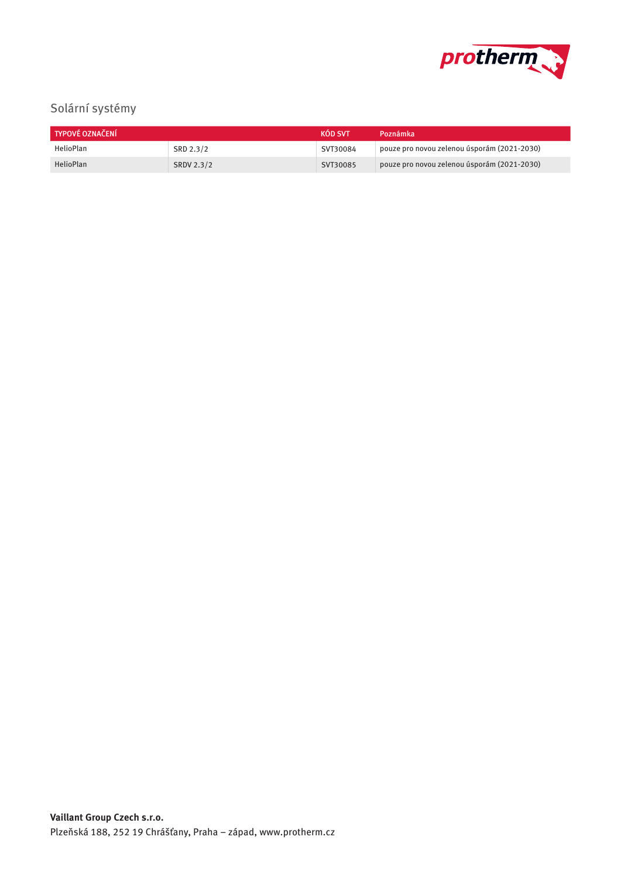## Solární systémy

| TYPOVÉ OZNAČENÍ | | KÓD SVT | Poznámka |
|---|---|---|---|
| HelioPlan | SRD 2.3/2 | SVT30084 | pouze pro novou zelenou úsporám (2021-2030) |
| HelioPlan | SRDV 2.3/2 | SVT30085 | pouze pro novou zelenou úsporám (2021-2030) |

**Vaillant Group Czech s.r.o.**
Plzeňská 188, 252 19 Chrášťany, Praha – západ, www.protherm.cz